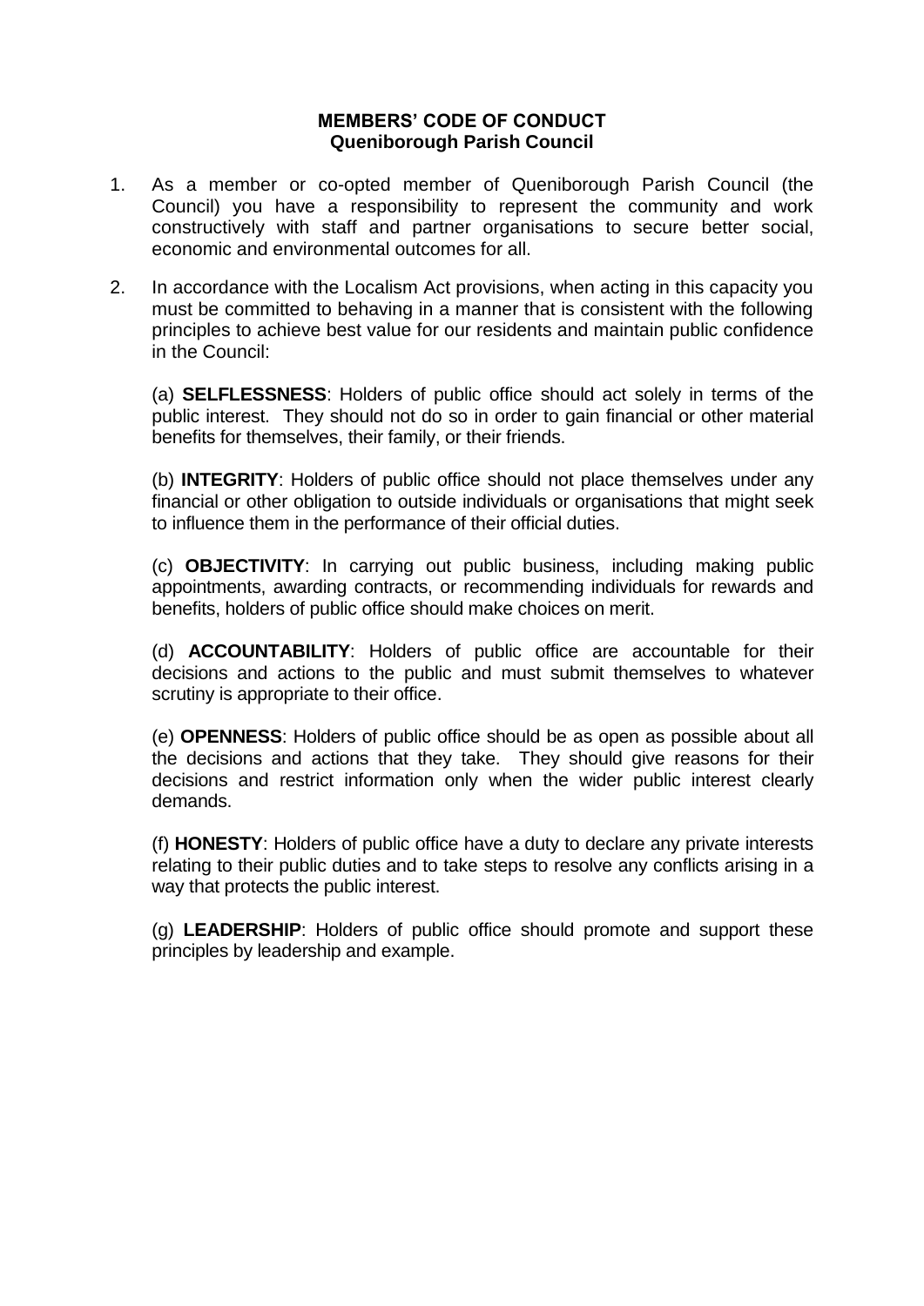# MEMBERS' CODE OF CONDUCT
## Queniborough Parish Council

1. As a member or co-opted member of Queniborough Parish Council (the Council) you have a responsibility to represent the community and work constructively with staff and partner organisations to secure better social, economic and environmental outcomes for all.

2. In accordance with the Localism Act provisions, when acting in this capacity you must be committed to behaving in a manner that is consistent with the following principles to achieve best value for our residents and maintain public confidence in the Council:

   (a) **SELFLESSNESS**: Holders of public office should act solely in terms of the public interest. They should not do so in order to gain financial or other material benefits for themselves, their family, or their friends.

   (b) **INTEGRITY**: Holders of public office should not place themselves under any financial or other obligation to outside individuals or organisations that might seek to influence them in the performance of their official duties.

   (c) **OBJECTIVITY**: In carrying out public business, including making public appointments, awarding contracts, or recommending individuals for rewards and benefits, holders of public office should make choices on merit.

   (d) **ACCOUNTABILITY**: Holders of public office are accountable for their decisions and actions to the public and must submit themselves to whatever scrutiny is appropriate to their office.

   (e) **OPENNESS**: Holders of public office should be as open as possible about all the decisions and actions that they take. They should give reasons for their decisions and restrict information only when the wider public interest clearly demands.

   (f) **HONESTY**: Holders of public office have a duty to declare any private interests relating to their public duties and to take steps to resolve any conflicts arising in a way that protects the public interest.

   (g) **LEADERSHIP**: Holders of public office should promote and support these principles by leadership and example.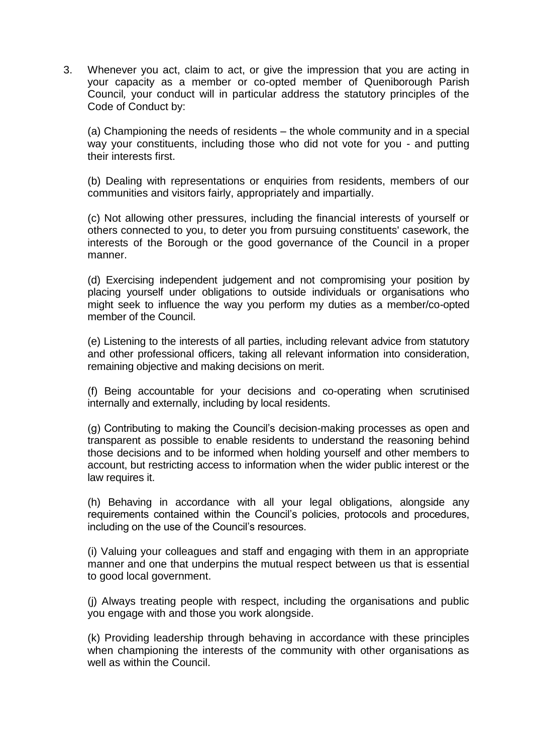3. Whenever you act, claim to act, or give the impression that you are acting in your capacity as a member or co-opted member of Queniborough Parish Council*,* your conduct will in particular address the statutory principles of the Code of Conduct by:

(a) Championing the needs of residents – the whole community and in a special way your constituents, including those who did not vote for you - and putting their interests first.

(b) Dealing with representations or enquiries from residents, members of our communities and visitors fairly, appropriately and impartially.

(c) Not allowing other pressures, including the financial interests of yourself or others connected to you, to deter you from pursuing constituents' casework, the interests of the Borough or the good governance of the Council in a proper manner.

(d) Exercising independent judgement and not compromising your position by placing yourself under obligations to outside individuals or organisations who might seek to influence the way you perform my duties as a member/co-opted member of the Council.

(e) Listening to the interests of all parties, including relevant advice from statutory and other professional officers, taking all relevant information into consideration, remaining objective and making decisions on merit.

(f) Being accountable for your decisions and co-operating when scrutinised internally and externally, including by local residents.

(g) Contributing to making the Council's decision-making processes as open and transparent as possible to enable residents to understand the reasoning behind those decisions and to be informed when holding yourself and other members to account, but restricting access to information when the wider public interest or the law requires it.

(h) Behaving in accordance with all your legal obligations, alongside any requirements contained within the Council's policies, protocols and procedures, including on the use of the Council's resources.

(i) Valuing your colleagues and staff and engaging with them in an appropriate manner and one that underpins the mutual respect between us that is essential to good local government.

(j) Always treating people with respect, including the organisations and public you engage with and those you work alongside.

(k) Providing leadership through behaving in accordance with these principles when championing the interests of the community with other organisations as well as within the Council.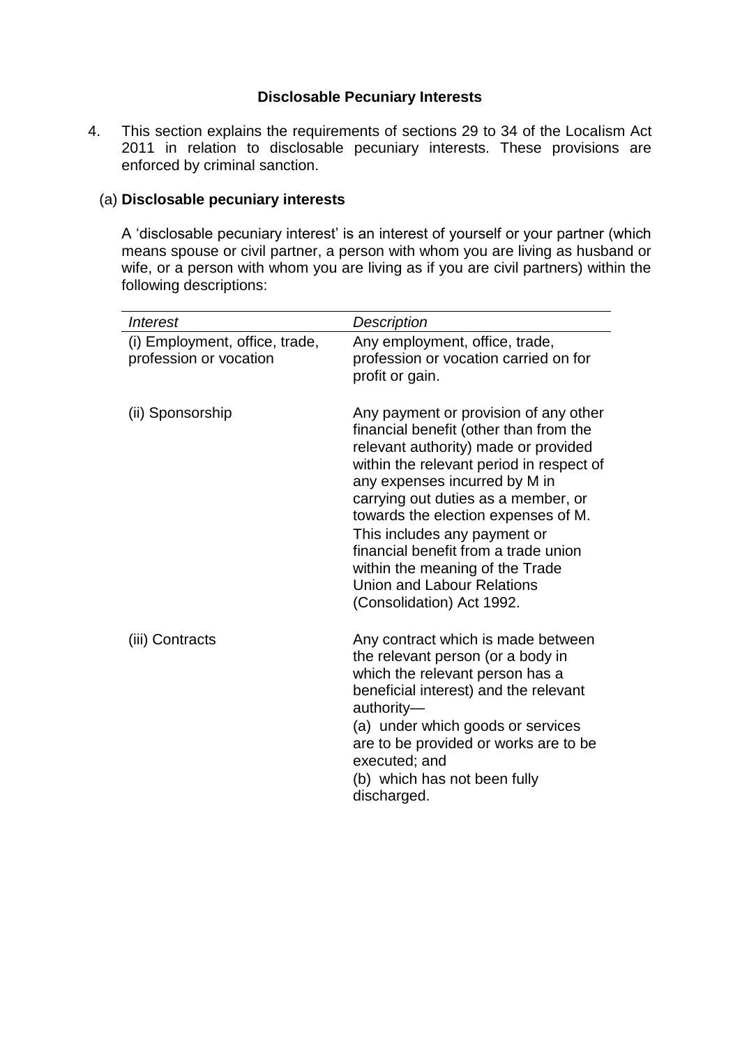## Disclosable Pecuniary Interests

4. This section explains the requirements of sections 29 to 34 of the Localism Act 2011 in relation to disclosable pecuniary interests. These provisions are enforced by criminal sanction.

### (a) **Disclosable pecuniary interests**

A 'disclosable pecuniary interest' is an interest of yourself or your partner (which means spouse or civil partner, a person with whom you are living as husband or wife, or a person with whom you are living as if you are civil partners) within the following descriptions:

| *Interest* | *Description* |
|---|---|
| (i) Employment, office, trade, profession or vocation | Any employment, office, trade, profession or vocation carried on for profit or gain. |
| (ii) Sponsorship | Any payment or provision of any other financial benefit (other than from the relevant authority) made or provided within the relevant period in respect of any expenses incurred by M in carrying out duties as a member, or towards the election expenses of M. This includes any payment or financial benefit from a trade union within the meaning of the Trade Union and Labour Relations (Consolidation) Act 1992. |
| (iii) Contracts | Any contract which is made between the relevant person (or a body in which the relevant person has a beneficial interest) and the relevant authority— (a) under which goods or services are to be provided or works are to be executed; and (b) which has not been fully discharged. |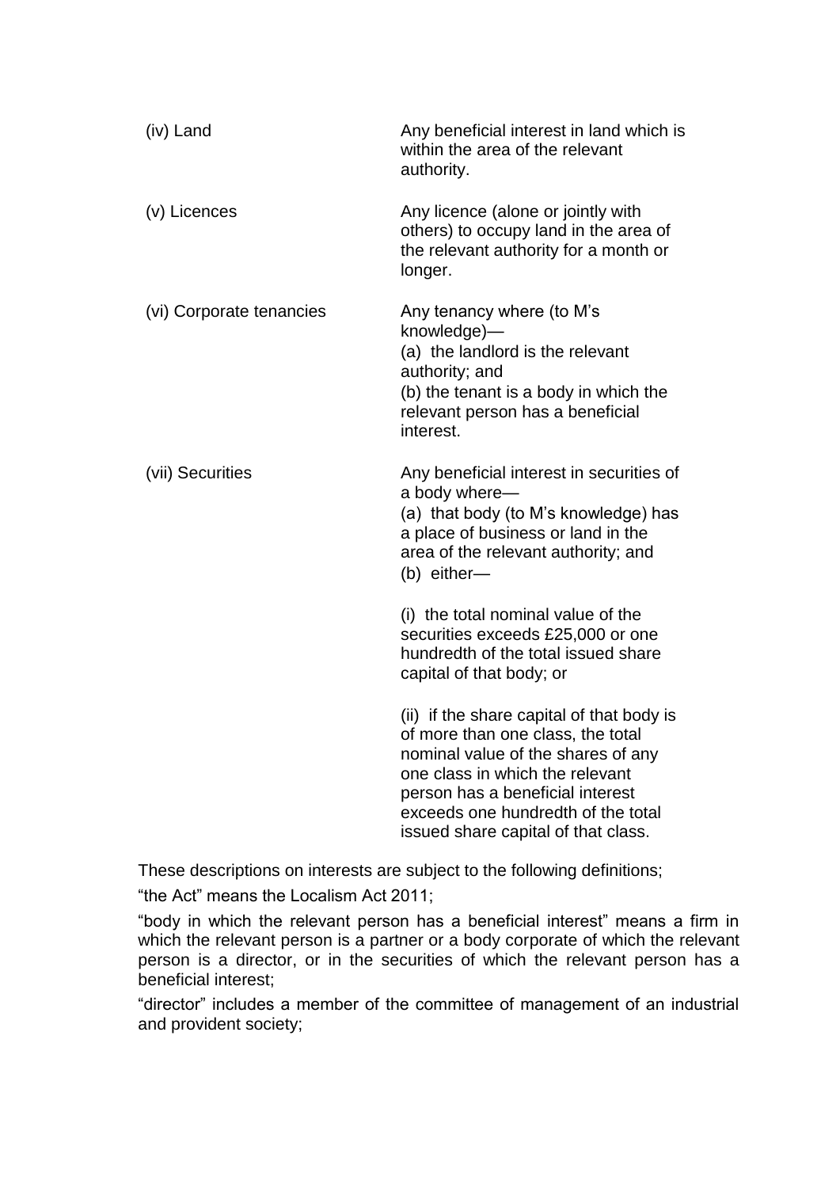| | |
|---|---|
| (iv) Land | Any beneficial interest in land which is within the area of the relevant authority. |
| (v) Licences | Any licence (alone or jointly with others) to occupy land in the area of the relevant authority for a month or longer. |
| (vi) Corporate tenancies | Any tenancy where (to M's knowledge)—<br>(a) the landlord is the relevant authority; and<br>(b) the tenant is a body in which the relevant person has a beneficial interest. |
| (vii) Securities | Any beneficial interest in securities of a body where—<br>(a) that body (to M's knowledge) has a place of business or land in the area of the relevant authority; and<br>(b) either—<br><br>(i) the total nominal value of the securities exceeds £25,000 or one hundredth of the total issued share capital of that body; or<br><br>(ii) if the share capital of that body is of more than one class, the total nominal value of the shares of any one class in which the relevant person has a beneficial interest exceeds one hundredth of the total issued share capital of that class. |

These descriptions on interests are subject to the following definitions;

"the Act" means the Localism Act 2011;

"body in which the relevant person has a beneficial interest" means a firm in which the relevant person is a partner or a body corporate of which the relevant person is a director, or in the securities of which the relevant person has a beneficial interest;

"director" includes a member of the committee of management of an industrial and provident society;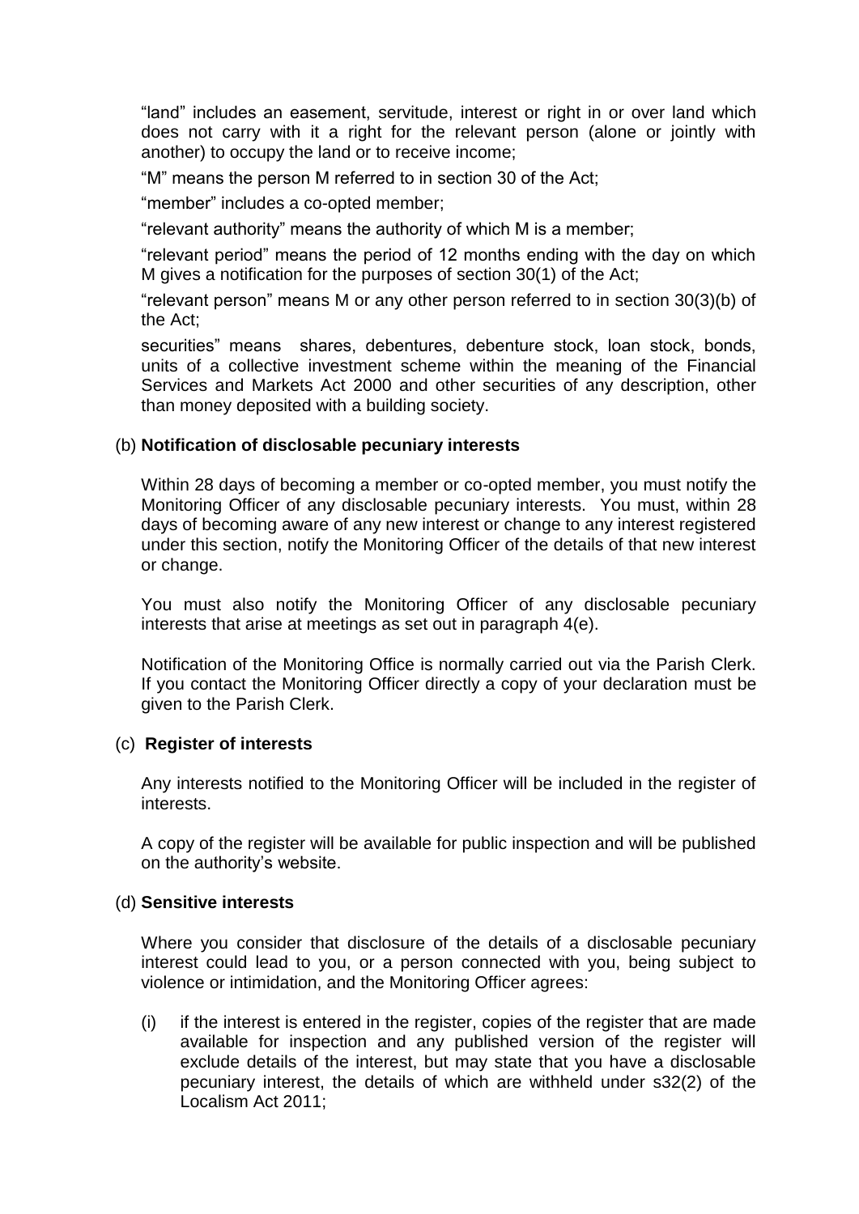"land" includes an easement, servitude, interest or right in or over land which does not carry with it a right for the relevant person (alone or jointly with another) to occupy the land or to receive income;

"M" means the person M referred to in section 30 of the Act;

"member" includes a co-opted member;

"relevant authority" means the authority of which M is a member;

"relevant period" means the period of 12 months ending with the day on which M gives a notification for the purposes of section 30(1) of the Act;

"relevant person" means M or any other person referred to in section 30(3)(b) of the Act;

securities" means shares, debentures, debenture stock, loan stock, bonds, units of a collective investment scheme within the meaning of the Financial Services and Markets Act 2000 and other securities of any description, other than money deposited with a building society.

(b) **Notification of disclosable pecuniary interests**

Within 28 days of becoming a member or co-opted member, you must notify the Monitoring Officer of any disclosable pecuniary interests. You must, within 28 days of becoming aware of any new interest or change to any interest registered under this section, notify the Monitoring Officer of the details of that new interest or change.

You must also notify the Monitoring Officer of any disclosable pecuniary interests that arise at meetings as set out in paragraph 4(e).

Notification of the Monitoring Office is normally carried out via the Parish Clerk. If you contact the Monitoring Officer directly a copy of your declaration must be given to the Parish Clerk.

(c) **Register of interests**

Any interests notified to the Monitoring Officer will be included in the register of interests.

A copy of the register will be available for public inspection and will be published on the authority's website.

(d) **Sensitive interests**

Where you consider that disclosure of the details of a disclosable pecuniary interest could lead to you, or a person connected with you, being subject to violence or intimidation, and the Monitoring Officer agrees:

(i) if the interest is entered in the register, copies of the register that are made available for inspection and any published version of the register will exclude details of the interest, but may state that you have a disclosable pecuniary interest, the details of which are withheld under s32(2) of the Localism Act 2011;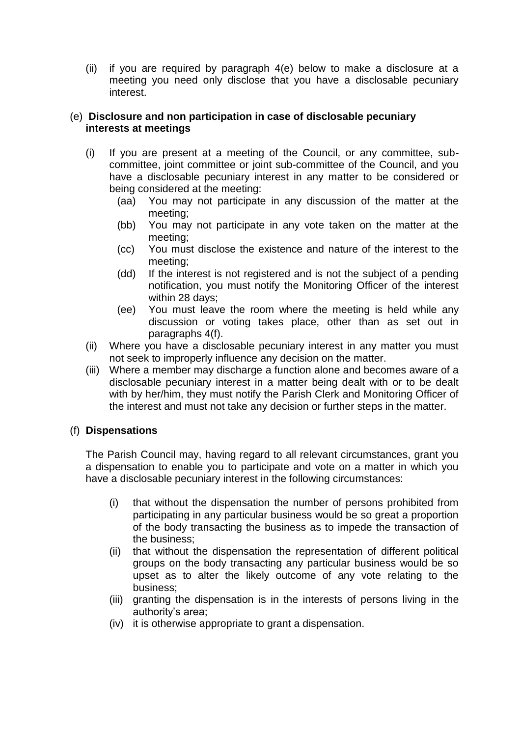(ii) if you are required by paragraph 4(e) below to make a disclosure at a meeting you need only disclose that you have a disclosable pecuniary interest.

(e) **Disclosure and non participation in case of disclosable pecuniary interests at meetings**

(i) If you are present at a meeting of the Council, or any committee, sub-committee, joint committee or joint sub-committee of the Council, and you have a disclosable pecuniary interest in any matter to be considered or being considered at the meeting:

(aa) You may not participate in any discussion of the matter at the meeting;

(bb) You may not participate in any vote taken on the matter at the meeting;

(cc) You must disclose the existence and nature of the interest to the meeting;

(dd) If the interest is not registered and is not the subject of a pending notification, you must notify the Monitoring Officer of the interest within 28 days;

(ee) You must leave the room where the meeting is held while any discussion or voting takes place, other than as set out in paragraphs 4(f).

(ii) Where you have a disclosable pecuniary interest in any matter you must not seek to improperly influence any decision on the matter.

(iii) Where a member may discharge a function alone and becomes aware of a disclosable pecuniary interest in a matter being dealt with or to be dealt with by her/him, they must notify the Parish Clerk and Monitoring Officer of the interest and must not take any decision or further steps in the matter.

(f) **Dispensations**

The Parish Council may, having regard to all relevant circumstances, grant you a dispensation to enable you to participate and vote on a matter in which you have a disclosable pecuniary interest in the following circumstances:

(i) that without the dispensation the number of persons prohibited from participating in any particular business would be so great a proportion of the body transacting the business as to impede the transaction of the business;

(ii) that without the dispensation the representation of different political groups on the body transacting any particular business would be so upset as to alter the likely outcome of any vote relating to the business;

(iii) granting the dispensation is in the interests of persons living in the authority's area;

(iv) it is otherwise appropriate to grant a dispensation.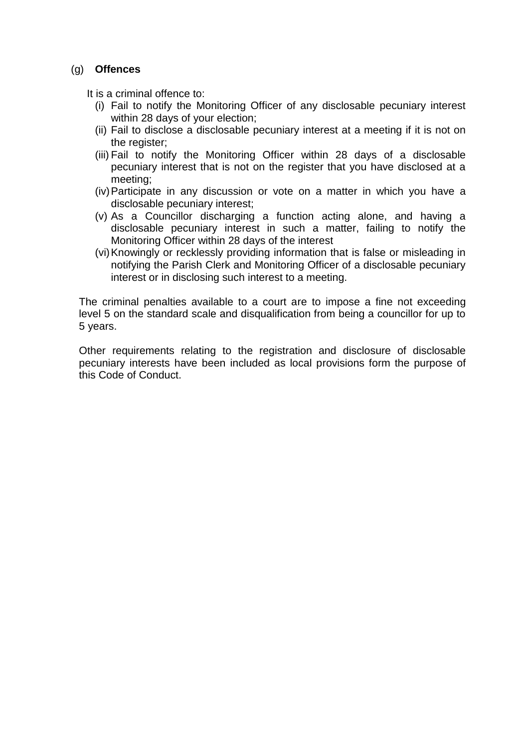(g) **Offences**

It is a criminal offence to:

(i) Fail to notify the Monitoring Officer of any disclosable pecuniary interest within 28 days of your election;

(ii) Fail to disclose a disclosable pecuniary interest at a meeting if it is not on the register;

(iii) Fail to notify the Monitoring Officer within 28 days of a disclosable pecuniary interest that is not on the register that you have disclosed at a meeting;

(iv) Participate in any discussion or vote on a matter in which you have a disclosable pecuniary interest;

(v) As a Councillor discharging a function acting alone, and having a disclosable pecuniary interest in such a matter, failing to notify the Monitoring Officer within 28 days of the interest

(vi) Knowingly or recklessly providing information that is false or misleading in notifying the Parish Clerk and Monitoring Officer of a disclosable pecuniary interest or in disclosing such interest to a meeting.

The criminal penalties available to a court are to impose a fine not exceeding level 5 on the standard scale and disqualification from being a councillor for up to 5 years.

Other requirements relating to the registration and disclosure of disclosable pecuniary interests have been included as local provisions form the purpose of this Code of Conduct.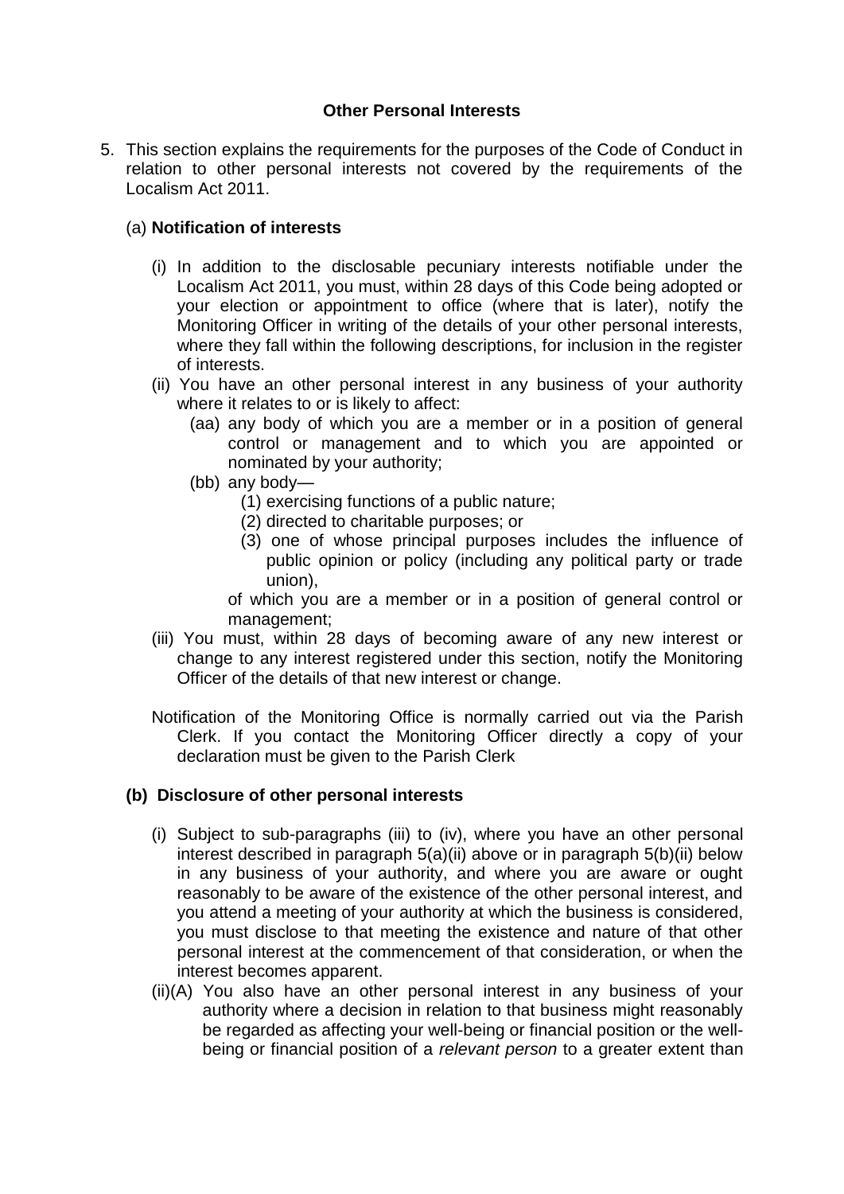### Other Personal Interests

5. This section explains the requirements for the purposes of the Code of Conduct in relation to other personal interests not covered by the requirements of the Localism Act 2011.

(a) **Notification of interests**

(i) In addition to the disclosable pecuniary interests notifiable under the Localism Act 2011, you must, within 28 days of this Code being adopted or your election or appointment to office (where that is later), notify the Monitoring Officer in writing of the details of your other personal interests, where they fall within the following descriptions, for inclusion in the register of interests.

(ii) You have an other personal interest in any business of your authority where it relates to or is likely to affect:

(aa) any body of which you are a member or in a position of general control or management and to which you are appointed or nominated by your authority;

(bb) any body—

(1) exercising functions of a public nature;

(2) directed to charitable purposes; or

(3) one of whose principal purposes includes the influence of public opinion or policy (including any political party or trade union),

of which you are a member or in a position of general control or management;

(iii) You must, within 28 days of becoming aware of any new interest or change to any interest registered under this section, notify the Monitoring Officer of the details of that new interest or change.

Notification of the Monitoring Office is normally carried out via the Parish Clerk. If you contact the Monitoring Officer directly a copy of your declaration must be given to the Parish Clerk

**(b) Disclosure of other personal interests**

(i) Subject to sub-paragraphs (iii) to (iv), where you have an other personal interest described in paragraph 5(a)(ii) above or in paragraph 5(b)(ii) below in any business of your authority, and where you are aware or ought reasonably to be aware of the existence of the other personal interest, and you attend a meeting of your authority at which the business is considered, you must disclose to that meeting the existence and nature of that other personal interest at the commencement of that consideration, or when the interest becomes apparent.

(ii)(A) You also have an other personal interest in any business of your authority where a decision in relation to that business might reasonably be regarded as affecting your well-being or financial position or the well-being or financial position of a *relevant person* to a greater extent than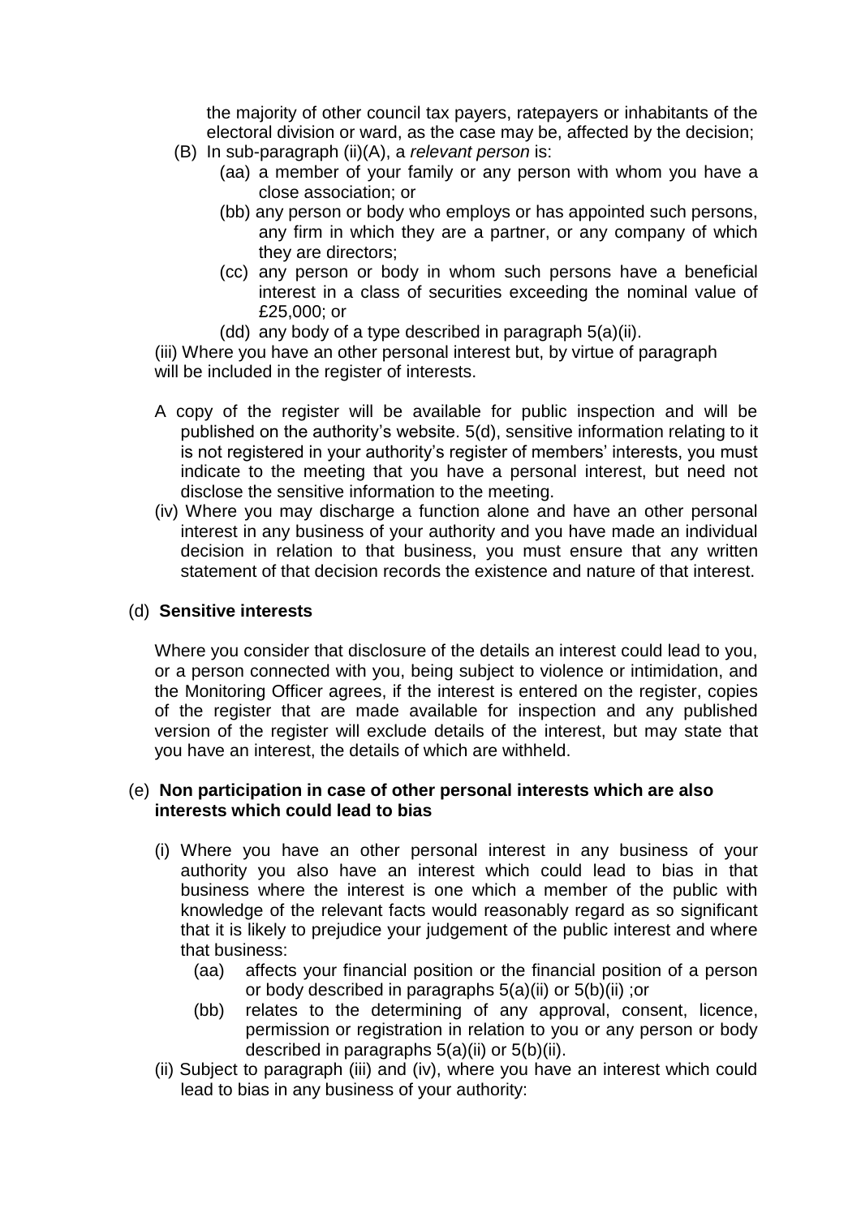the majority of other council tax payers, ratepayers or inhabitants of the electoral division or ward, as the case may be, affected by the decision;

(B) In sub-paragraph (ii)(A), a *relevant person* is:

(aa) a member of your family or any person with whom you have a close association; or

(bb) any person or body who employs or has appointed such persons, any firm in which they are a partner, or any company of which they are directors;

(cc) any person or body in whom such persons have a beneficial interest in a class of securities exceeding the nominal value of £25,000; or

(dd) any body of a type described in paragraph 5(a)(ii).

(iii) Where you have an other personal interest but, by virtue of paragraph will be included in the register of interests.

A copy of the register will be available for public inspection and will be published on the authority's website. 5(d), sensitive information relating to it is not registered in your authority's register of members' interests, you must indicate to the meeting that you have a personal interest, but need not disclose the sensitive information to the meeting.

(iv) Where you may discharge a function alone and have an other personal interest in any business of your authority and you have made an individual decision in relation to that business, you must ensure that any written statement of that decision records the existence and nature of that interest.

(d) **Sensitive interests**

Where you consider that disclosure of the details an interest could lead to you, or a person connected with you, being subject to violence or intimidation, and the Monitoring Officer agrees, if the interest is entered on the register, copies of the register that are made available for inspection and any published version of the register will exclude details of the interest, but may state that you have an interest, the details of which are withheld.

(e) **Non participation in case of other personal interests which are also interests which could lead to bias**

(i) Where you have an other personal interest in any business of your authority you also have an interest which could lead to bias in that business where the interest is one which a member of the public with knowledge of the relevant facts would reasonably regard as so significant that it is likely to prejudice your judgement of the public interest and where that business:

(aa) affects your financial position or the financial position of a person or body described in paragraphs 5(a)(ii) or 5(b)(ii) ;or

(bb) relates to the determining of any approval, consent, licence, permission or registration in relation to you or any person or body described in paragraphs 5(a)(ii) or 5(b)(ii).

(ii) Subject to paragraph (iii) and (iv), where you have an interest which could lead to bias in any business of your authority: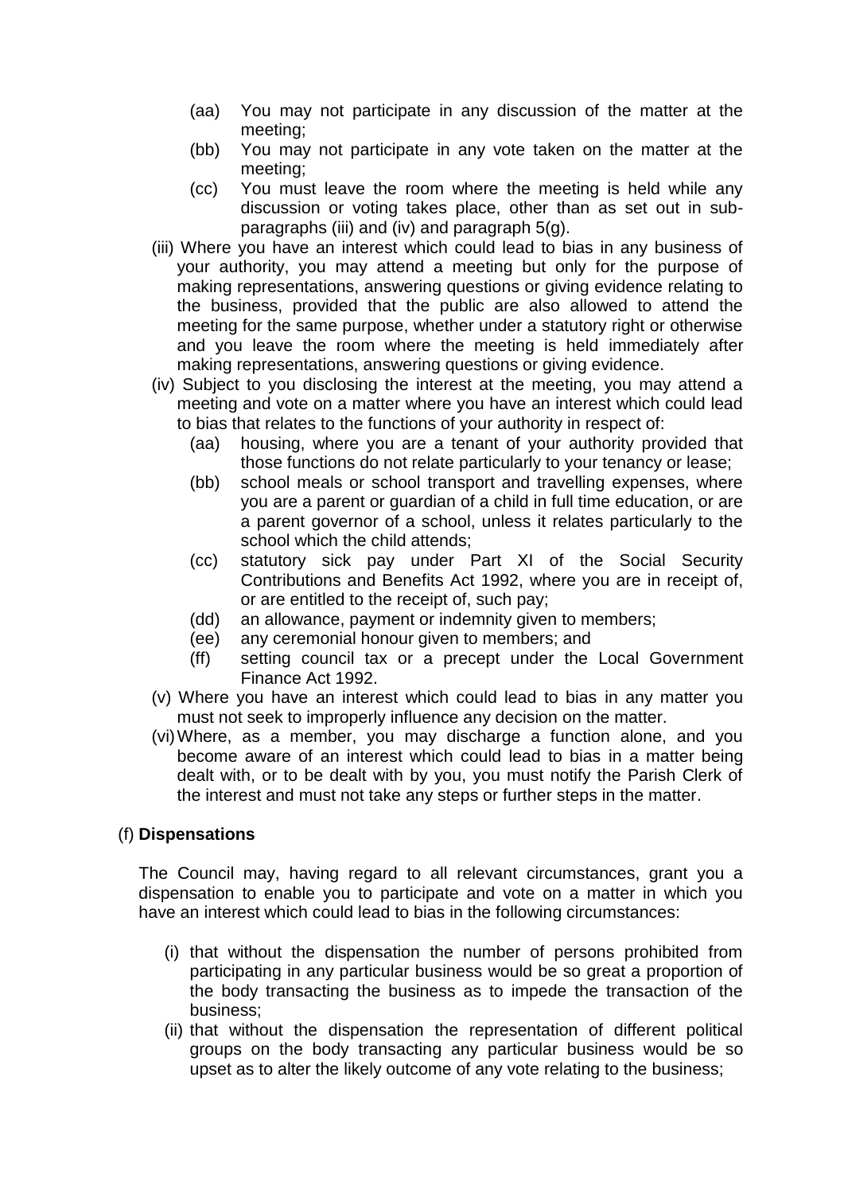- (aa) You may not participate in any discussion of the matter at the meeting;
- (bb) You may not participate in any vote taken on the matter at the meeting;
- (cc) You must leave the room where the meeting is held while any discussion or voting takes place, other than as set out in sub-paragraphs (iii) and (iv) and paragraph 5(g).

(iii) Where you have an interest which could lead to bias in any business of your authority, you may attend a meeting but only for the purpose of making representations, answering questions or giving evidence relating to the business, provided that the public are also allowed to attend the meeting for the same purpose, whether under a statutory right or otherwise and you leave the room where the meeting is held immediately after making representations, answering questions or giving evidence.

(iv) Subject to you disclosing the interest at the meeting, you may attend a meeting and vote on a matter where you have an interest which could lead to bias that relates to the functions of your authority in respect of:

- (aa) housing, where you are a tenant of your authority provided that those functions do not relate particularly to your tenancy or lease;
- (bb) school meals or school transport and travelling expenses, where you are a parent or guardian of a child in full time education, or are a parent governor of a school, unless it relates particularly to the school which the child attends;
- (cc) statutory sick pay under Part XI of the Social Security Contributions and Benefits Act 1992, where you are in receipt of, or are entitled to the receipt of, such pay;
- (dd) an allowance, payment or indemnity given to members;
- (ee) any ceremonial honour given to members; and
- (ff) setting council tax or a precept under the Local Government Finance Act 1992.

(v) Where you have an interest which could lead to bias in any matter you must not seek to improperly influence any decision on the matter.

(vi) Where, as a member, you may discharge a function alone, and you become aware of an interest which could lead to bias in a matter being dealt with, or to be dealt with by you, you must notify the Parish Clerk of the interest and must not take any steps or further steps in the matter.

(f) **Dispensations**

The Council may, having regard to all relevant circumstances, grant you a dispensation to enable you to participate and vote on a matter in which you have an interest which could lead to bias in the following circumstances:

(i) that without the dispensation the number of persons prohibited from participating in any particular business would be so great a proportion of the body transacting the business as to impede the transaction of the business;

(ii) that without the dispensation the representation of different political groups on the body transacting any particular business would be so upset as to alter the likely outcome of any vote relating to the business;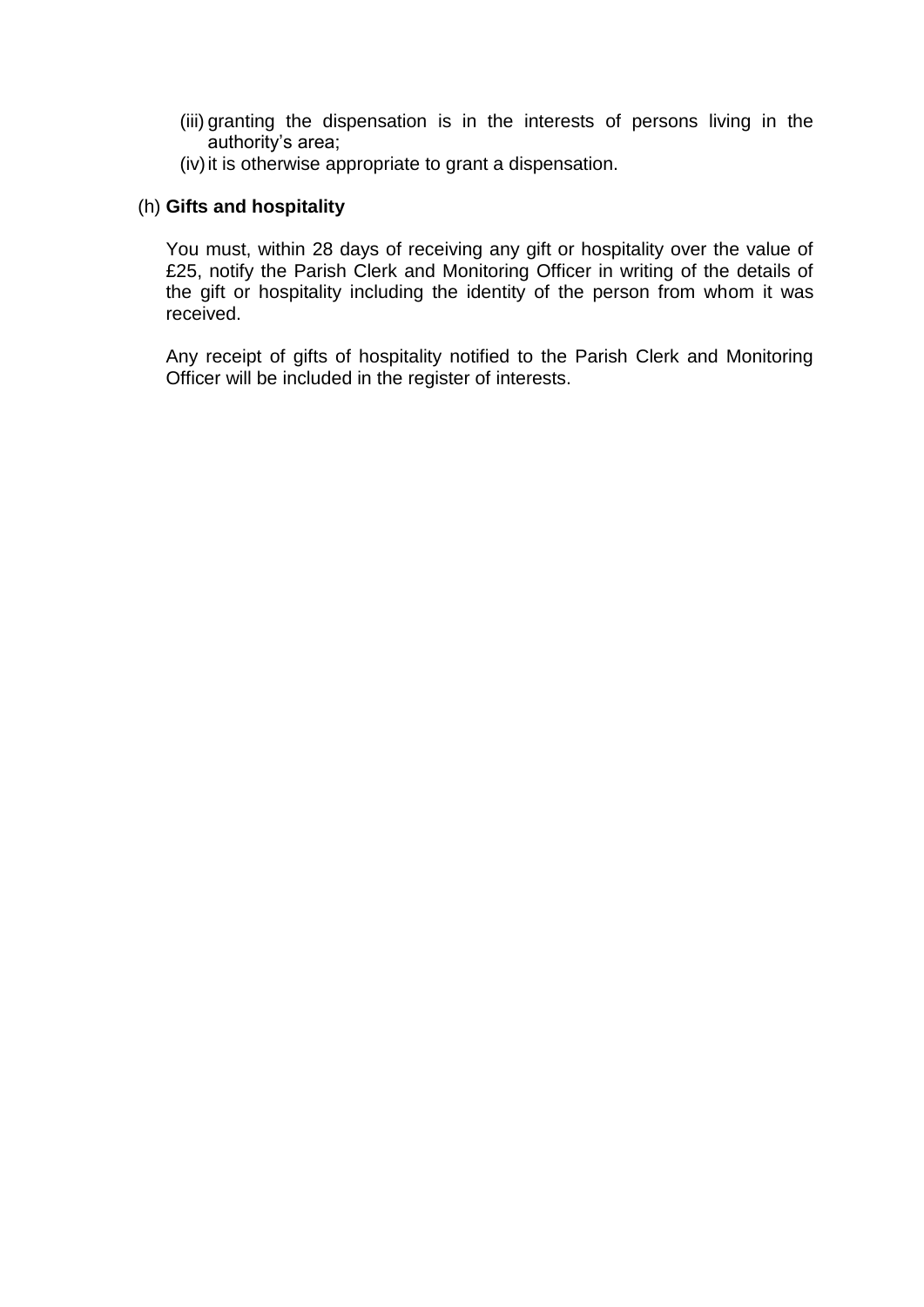(iii) granting the dispensation is in the interests of persons living in the authority's area;

(iv) it is otherwise appropriate to grant a dispensation.

(h) **Gifts and hospitality**

You must, within 28 days of receiving any gift or hospitality over the value of £25, notify the Parish Clerk and Monitoring Officer in writing of the details of the gift or hospitality including the identity of the person from whom it was received.

Any receipt of gifts of hospitality notified to the Parish Clerk and Monitoring Officer will be included in the register of interests.